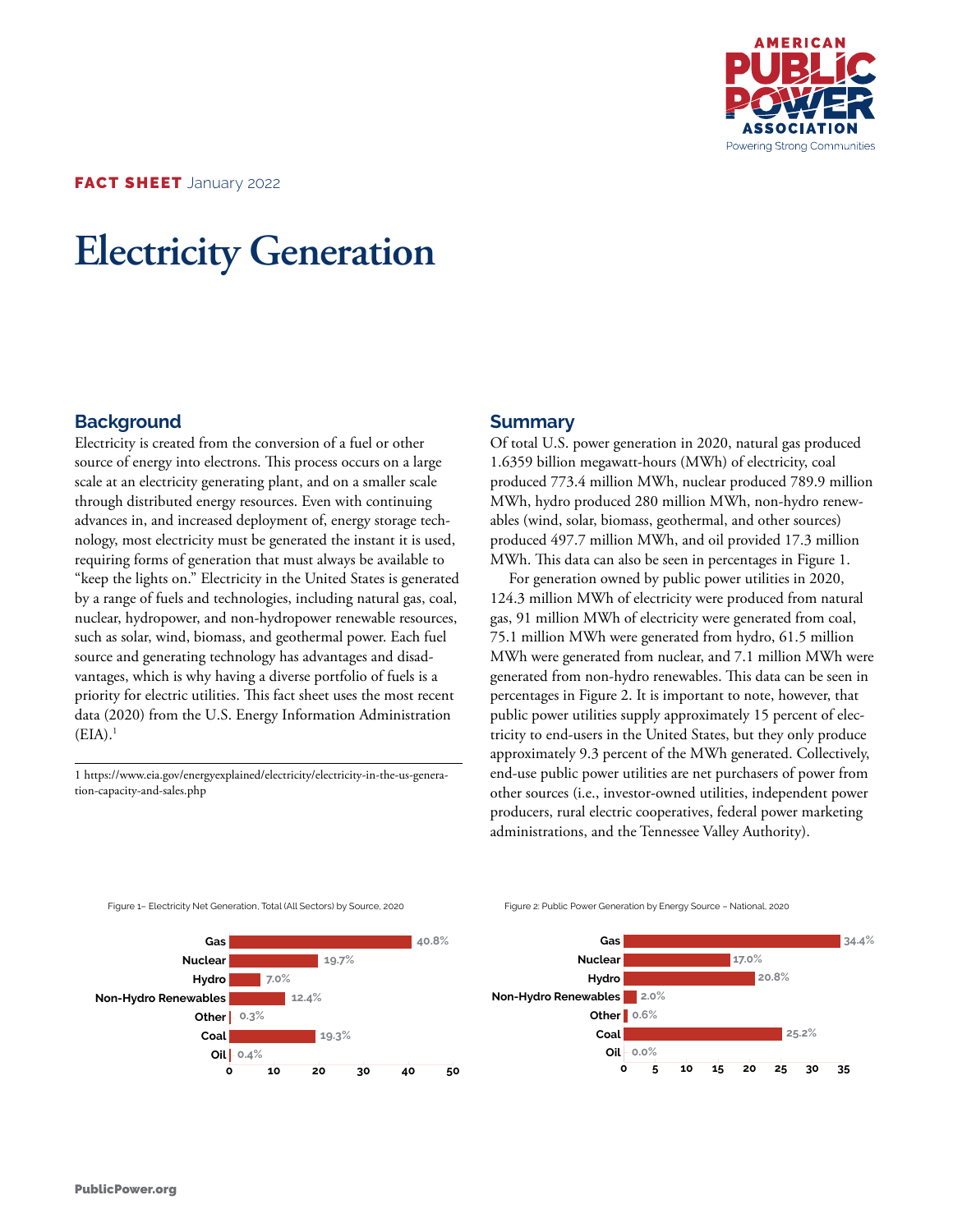**FACT SHEET** January 2022

# Electricity Generation

## Background

Electricity is created from the conversion of a fuel or other source of energy into electrons. This process occurs on a large scale at an electricity generating plant, and on a smaller scale through distributed energy resources. Even with continuing advances in, and increased deployment of, energy storage technology, most electricity must be generated the instant it is used, requiring forms of generation that must always be available to "keep the lights on." Electricity in the United States is generated by a range of fuels and technologies, including natural gas, coal, nuclear, hydropower, and non-hydropower renewable resources, such as solar, wind, biomass, and geothermal power. Each fuel source and generating technology has advantages and disadvantages, which is why having a diverse portfolio of fuels is a priority for electric utilities. This fact sheet uses the most recent data (2020) from the U.S. Energy Information Administration (EIA).[1]

[1] https://www.eia.gov/energyexplained/electricity/electricity-in-the-us-generation-capacity-and-sales.php

## Summary

Of total U.S. power generation in 2020, natural gas produced 1.6359 billion megawatt-hours (MWh) of electricity, coal produced 773.4 million MWh, nuclear produced 789.9 million MWh, hydro produced 280 million MWh, non-hydro renewables (wind, solar, biomass, geothermal, and other sources) produced 497.7 million MWh, and oil provided 17.3 million MWh. This data can also be seen in percentages in Figure 1.

For generation owned by public power utilities in 2020, 124.3 million MWh of electricity were produced from natural gas, 91 million MWh of electricity were generated from coal, 75.1 million MWh were generated from hydro, 61.5 million MWh were generated from nuclear, and 7.1 million MWh were generated from non-hydro renewables. This data can be seen in percentages in Figure 2. It is important to note, however, that public power utilities supply approximately 15 percent of electricity to end-users in the United States, but they only produce approximately 9.3 percent of the MWh generated. Collectively, end-use public power utilities are net purchasers of power from other sources (i.e., investor-owned utilities, independent power producers, rural electric cooperatives, federal power marketing administrations, and the Tennessee Valley Authority).

Figure 1– Electricity Net Generation, Total (All Sectors) by Source, 2020

| Source | Percent |
|---|---|
| Gas | 40.8% |
| Nuclear | 19.7% |
| Hydro | 7.0% |
| Non-Hydro Renewables | 12.4% |
| Other | 0.3% |
| Coal | 19.3% |
| Oil | 0.4% |

Figure 2: Public Power Generation by Energy Source – National, 2020

| Source | Percent |
|---|---|
| Gas | 34.4% |
| Nuclear | 17.0% |
| Hydro | 20.8% |
| Non-Hydro Renewables | 2.0% |
| Other | 0.6% |
| Coal | 25.2% |
| Oil | 0.0% |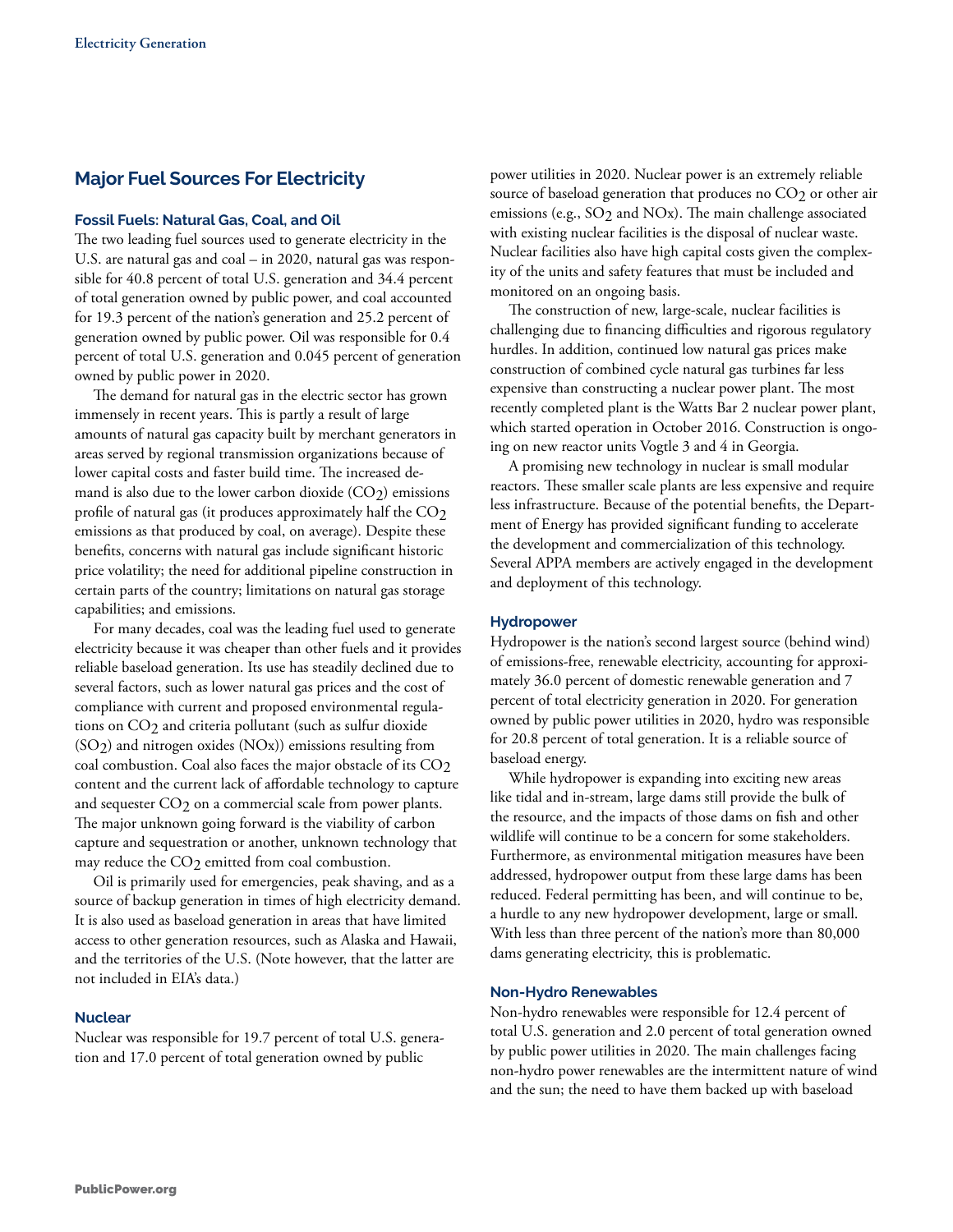## Major Fuel Sources For Electricity

### Fossil Fuels: Natural Gas, Coal, and Oil

The two leading fuel sources used to generate electricity in the U.S. are natural gas and coal – in 2020, natural gas was responsible for 40.8 percent of total U.S. generation and 34.4 percent of total generation owned by public power, and coal accounted for 19.3 percent of the nation's generation and 25.2 percent of generation owned by public power. Oil was responsible for 0.4 percent of total U.S. generation and 0.045 percent of generation owned by public power in 2020.

The demand for natural gas in the electric sector has grown immensely in recent years. This is partly a result of large amounts of natural gas capacity built by merchant generators in areas served by regional transmission organizations because of lower capital costs and faster build time. The increased demand is also due to the lower carbon dioxide ($CO_2$) emissions profile of natural gas (it produces approximately half the $CO_2$ emissions as that produced by coal, on average). Despite these benefits, concerns with natural gas include significant historic price volatility; the need for additional pipeline construction in certain parts of the country; limitations on natural gas storage capabilities; and emissions.

For many decades, coal was the leading fuel used to generate electricity because it was cheaper than other fuels and it provides reliable baseload generation. Its use has steadily declined due to several factors, such as lower natural gas prices and the cost of compliance with current and proposed environmental regulations on $CO_2$ and criteria pollutant (such as sulfur dioxide ($SO_2$) and nitrogen oxides (NOx)) emissions resulting from coal combustion. Coal also faces the major obstacle of its $CO_2$ content and the current lack of affordable technology to capture and sequester $CO_2$ on a commercial scale from power plants. The major unknown going forward is the viability of carbon capture and sequestration or another, unknown technology that may reduce the $CO_2$ emitted from coal combustion.

Oil is primarily used for emergencies, peak shaving, and as a source of backup generation in times of high electricity demand. It is also used as baseload generation in areas that have limited access to other generation resources, such as Alaska and Hawaii, and the territories of the U.S. (Note however, that the latter are not included in EIA's data.)

### Nuclear

Nuclear was responsible for 19.7 percent of total U.S. generation and 17.0 percent of total generation owned by public power utilities in 2020. Nuclear power is an extremely reliable source of baseload generation that produces no $CO_2$ or other air emissions (e.g., $SO_2$ and NOx). The main challenge associated with existing nuclear facilities is the disposal of nuclear waste. Nuclear facilities also have high capital costs given the complexity of the units and safety features that must be included and monitored on an ongoing basis.

The construction of new, large-scale, nuclear facilities is challenging due to financing difficulties and rigorous regulatory hurdles. In addition, continued low natural gas prices make construction of combined cycle natural gas turbines far less expensive than constructing a nuclear power plant. The most recently completed plant is the Watts Bar 2 nuclear power plant, which started operation in October 2016. Construction is ongoing on new reactor units Vogtle 3 and 4 in Georgia.

A promising new technology in nuclear is small modular reactors. These smaller scale plants are less expensive and require less infrastructure. Because of the potential benefits, the Department of Energy has provided significant funding to accelerate the development and commercialization of this technology. Several APPA members are actively engaged in the development and deployment of this technology.

### Hydropower

Hydropower is the nation's second largest source (behind wind) of emissions-free, renewable electricity, accounting for approximately 36.0 percent of domestic renewable generation and 7 percent of total electricity generation in 2020. For generation owned by public power utilities in 2020, hydro was responsible for 20.8 percent of total generation. It is a reliable source of baseload energy.

While hydropower is expanding into exciting new areas like tidal and in-stream, large dams still provide the bulk of the resource, and the impacts of those dams on fish and other wildlife will continue to be a concern for some stakeholders. Furthermore, as environmental mitigation measures have been addressed, hydropower output from these large dams has been reduced. Federal permitting has been, and will continue to be, a hurdle to any new hydropower development, large or small. With less than three percent of the nation's more than 80,000 dams generating electricity, this is problematic.

### Non-Hydro Renewables

Non-hydro renewables were responsible for 12.4 percent of total U.S. generation and 2.0 percent of total generation owned by public power utilities in 2020. The main challenges facing non-hydro power renewables are the intermittent nature of wind and the sun; the need to have them backed up with baseload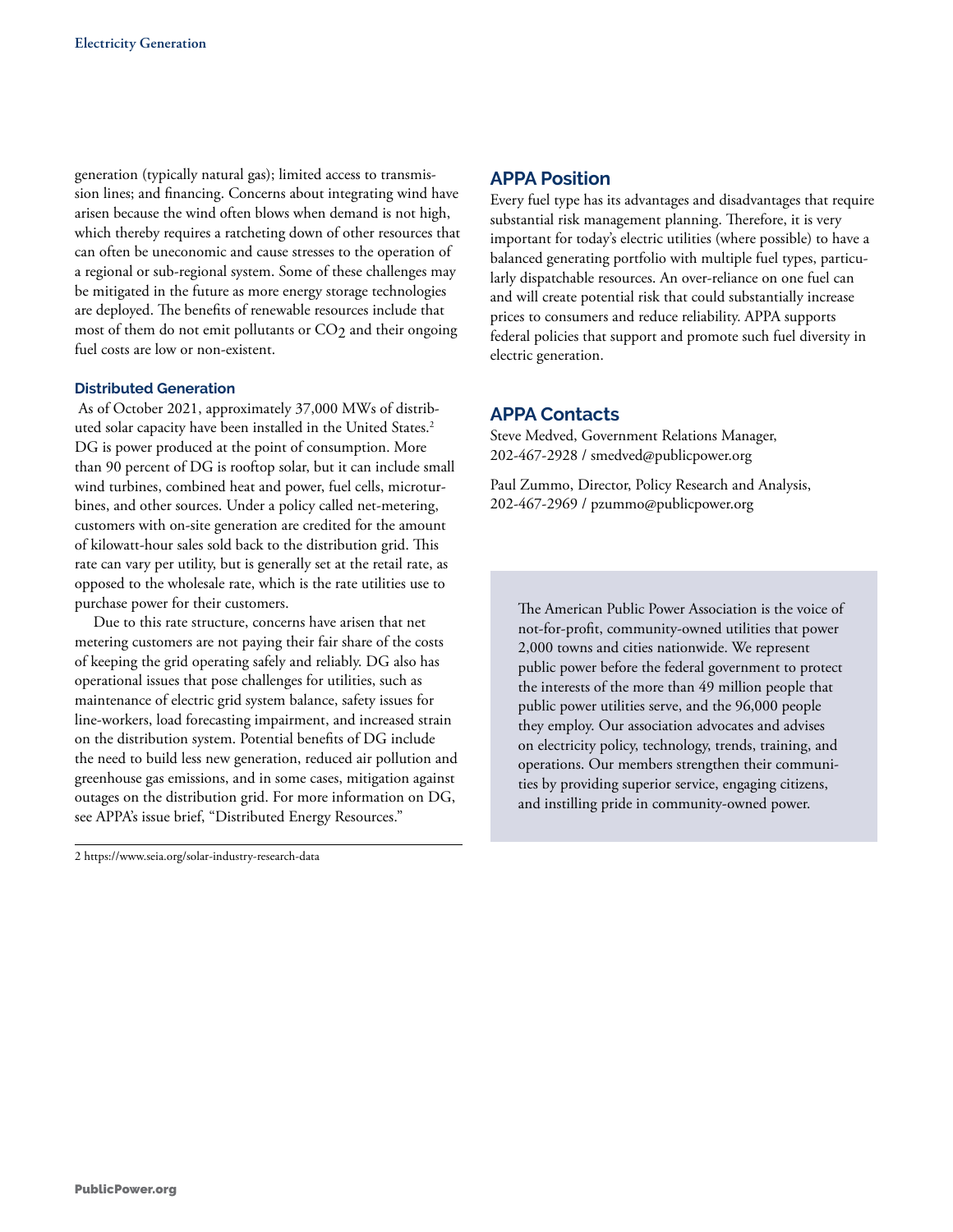generation (typically natural gas); limited access to transmission lines; and financing. Concerns about integrating wind have arisen because the wind often blows when demand is not high, which thereby requires a ratcheting down of other resources that can often be uneconomic and cause stresses to the operation of a regional or sub-regional system. Some of these challenges may be mitigated in the future as more energy storage technologies are deployed. The benefits of renewable resources include that most of them do not emit pollutants or $CO_2$ and their ongoing fuel costs are low or non-existent.

### Distributed Generation

As of October 2021, approximately 37,000 MWs of distributed solar capacity have been installed in the United States.[2] DG is power produced at the point of consumption. More than 90 percent of DG is rooftop solar, but it can include small wind turbines, combined heat and power, fuel cells, microturbines, and other sources. Under a policy called net-metering, customers with on-site generation are credited for the amount of kilowatt-hour sales sold back to the distribution grid. This rate can vary per utility, but is generally set at the retail rate, as opposed to the wholesale rate, which is the rate utilities use to purchase power for their customers.

Due to this rate structure, concerns have arisen that net metering customers are not paying their fair share of the costs of keeping the grid operating safely and reliably. DG also has operational issues that pose challenges for utilities, such as maintenance of electric grid system balance, safety issues for line-workers, load forecasting impairment, and increased strain on the distribution system. Potential benefits of DG include the need to build less new generation, reduced air pollution and greenhouse gas emissions, and in some cases, mitigation against outages on the distribution grid. For more information on DG, see APPA's issue brief, "Distributed Energy Resources."

2 https://www.seia.org/solar-industry-research-data

## APPA Position

Every fuel type has its advantages and disadvantages that require substantial risk management planning. Therefore, it is very important for today's electric utilities (where possible) to have a balanced generating portfolio with multiple fuel types, particularly dispatchable resources. An over-reliance on one fuel can and will create potential risk that could substantially increase prices to consumers and reduce reliability. APPA supports federal policies that support and promote such fuel diversity in electric generation.

## APPA Contacts

Steve Medved, Government Relations Manager,
202-467-2928 / smedved@publicpower.org

Paul Zummo, Director, Policy Research and Analysis,
202-467-2969 / pzummo@publicpower.org

The American Public Power Association is the voice of not-for-profit, community-owned utilities that power 2,000 towns and cities nationwide. We represent public power before the federal government to protect the interests of the more than 49 million people that public power utilities serve, and the 96,000 people they employ. Our association advocates and advises on electricity policy, technology, trends, training, and operations. Our members strengthen their communities by providing superior service, engaging citizens, and instilling pride in community-owned power.